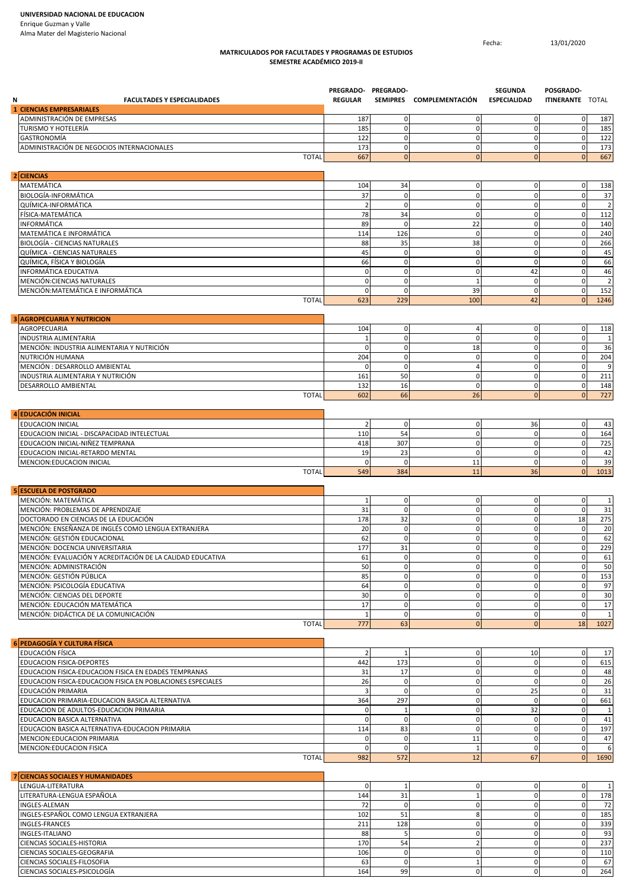**UNIVERSIDAD NACIONAL DE EDUCACION**
Enrique Guzman y Valle
Alma Mater del Magisterio Nacional

Fecha: 13/01/2020

**MATRICULADOS POR FACULTADES Y PROGRAMAS DE ESTUDIOS**
**SEMESTRE ACADÉMICO 2019-II**

| N | FACULTADES Y ESPECIALIDADES | PREGRADO-REGULAR | PREGRADO-SEMIPRES | COMPLEMENTACIÓN | SEGUNDA ESPECIALIDAD | POSGRADO-ITINERANTE | TOTAL |
|---|---|---|---|---|---|---|---|
| 1 | **CIENCIAS EMPRESARIALES** | | | | | | |
| | ADMINISTRACIÓN DE EMPRESAS | 187 | 0 | 0 | 0 | 0 | 187 |
| | TURISMO Y HOTELERÍA | 185 | 0 | 0 | 0 | 0 | 185 |
| | GASTRONOMÍA | 122 | 0 | 0 | 0 | 0 | 122 |
| | ADMINISTRACIÓN DE NEGOCIOS INTERNACIONALES | 173 | 0 | 0 | 0 | 0 | 173 |
| | TOTAL | 667 | 0 | 0 | 0 | 0 | 667 |
| 2 | **CIENCIAS** | | | | | | |
| | MATEMÁTICA | 104 | 34 | 0 | 0 | 0 | 138 |
| | BIOLOGÍA-INFORMÁTICA | 37 | 0 | 0 | 0 | 0 | 37 |
| | QUÍMICA-INFORMÁTICA | 2 | 0 | 0 | 0 | 0 | 2 |
| | FÍSICA-MATEMÁTICA | 78 | 34 | 0 | 0 | 0 | 112 |
| | INFORMÁTICA | 89 | 0 | 22 | 0 | 0 | 140 |
| | MATEMÁTICA E INFORMÁTICA | 114 | 126 | 0 | 0 | 0 | 240 |
| | BIOLOGÍA - CIENCIAS NATURALES | 88 | 35 | 38 | 0 | 0 | 266 |
| | QUÍMICA - CIENCIAS NATURALES | 45 | 0 | 0 | 0 | 0 | 45 |
| | QUÍMICA, FÍSICA Y BIOLOGÍA | 66 | 0 | 0 | 0 | 0 | 66 |
| | INFORMÁTICA EDUCATIVA | 0 | 0 | 0 | 42 | 0 | 46 |
| | MENCIÓN:CIENCIAS NATURALES | 0 | 0 | 1 | 0 | 0 | 2 |
| | MENCIÓN:MATEMÁTICA E INFORMÁTICA | 0 | 0 | 39 | 0 | 0 | 152 |
| | TOTAL | 623 | 229 | 100 | 42 | 0 | 1246 |
| 3 | **AGROPECUARIA Y NUTRICION** | | | | | | |
| | AGROPECUARIA | 104 | 0 | 4 | 0 | 0 | 118 |
| | INDUSTRIA ALIMENTARIA | 1 | 0 | 0 | 0 | 0 | 1 |
| | MENCIÓN: INDUSTRIA ALIMENTARIA Y NUTRICIÓN | 0 | 0 | 18 | 0 | 0 | 36 |
| | NUTRICIÓN HUMANA | 204 | 0 | 0 | 0 | 0 | 204 |
| | MENCIÓN : DESARROLLO AMBIENTAL | 0 | 0 | 4 | 0 | 0 | 9 |
| | INDUSTRIA ALIMENTARIA Y NUTRICIÓN | 161 | 50 | 0 | 0 | 0 | 211 |
| | DESARROLLO AMBIENTAL | 132 | 16 | 0 | 0 | 0 | 148 |
| | TOTAL | 602 | 66 | 26 | 0 | 0 | 727 |
| 4 | **EDUCACIÓN INICIAL** | | | | | | |
| | EDUCACION INICIAL | 2 | 0 | 0 | 36 | 0 | 43 |
| | EDUCACION INICIAL - DISCAPACIDAD INTELECTUAL | 110 | 54 | 0 | 0 | 0 | 164 |
| | EDUCACION INICIAL-NIÑEZ TEMPRANA | 418 | 307 | 0 | 0 | 0 | 725 |
| | EDUCACION INICIAL-RETARDO MENTAL | 19 | 23 | 0 | 0 | 0 | 42 |
| | MENCION:EDUCACION INICIAL | 0 | 0 | 11 | 0 | 0 | 39 |
| | TOTAL | 549 | 384 | 11 | 36 | 0 | 1013 |
| 5 | **ESCUELA DE POSTGRADO** | | | | | | |
| | MENCIÓN: MATEMÁTICA | 1 | 0 | 0 | 0 | 0 | 1 |
| | MENCIÓN: PROBLEMAS DE APRENDIZAJE | 31 | 0 | 0 | 0 | 0 | 31 |
| | DOCTORADO EN CIENCIAS DE LA EDUCACIÓN | 178 | 32 | 0 | 0 | 18 | 275 |
| | MENCIÓN: ENSEÑANZA DE INGLÉS COMO LENGUA EXTRANJERA | 20 | 0 | 0 | 0 | 0 | 20 |
| | MENCIÓN: GESTIÓN EDUCACIONAL | 62 | 0 | 0 | 0 | 0 | 62 |
| | MENCIÓN: DOCENCIA UNIVERSITARIA | 177 | 31 | 0 | 0 | 0 | 229 |
| | MENCIÓN: EVALUACIÓN Y ACREDITACIÓN DE LA CALIDAD EDUCATIVA | 61 | 0 | 0 | 0 | 0 | 61 |
| | MENCIÓN: ADMINISTRACIÓN | 50 | 0 | 0 | 0 | 0 | 50 |
| | MENCIÓN: GESTIÓN PÚBLICA | 85 | 0 | 0 | 0 | 0 | 153 |
| | MENCIÓN: PSICOLOGÍA EDUCATIVA | 64 | 0 | 0 | 0 | 0 | 97 |
| | MENCIÓN: CIENCIAS DEL DEPORTE | 30 | 0 | 0 | 0 | 0 | 30 |
| | MENCIÓN: EDUCACIÓN MATEMÁTICA | 17 | 0 | 0 | 0 | 0 | 17 |
| | MENCIÓN: DIDÁCTICA DE LA COMUNICACIÓN | 1 | 0 | 0 | 0 | 0 | 1 |
| | TOTAL | 777 | 63 | 0 | 0 | 18 | 1027 |
| 6 | **PEDAGOGÍA Y CULTURA FÍSICA** | | | | | | |
| | EDUCACIÓN FÍSICA | 2 | 1 | 0 | 10 | 0 | 17 |
| | EDUCACION FISICA-DEPORTES | 442 | 173 | 0 | 0 | 0 | 615 |
| | EDUCACION FISICA-EDUCACION FISICA EN EDADES TEMPRANAS | 31 | 17 | 0 | 0 | 0 | 48 |
| | EDUCACION FISICA-EDUCACION FISICA EN POBLACIONES ESPECIALES | 26 | 0 | 0 | 0 | 0 | 26 |
| | EDUCACIÓN PRIMARIA | 3 | 0 | 0 | 25 | 0 | 31 |
| | EDUCACION PRIMARIA-EDUCACION BASICA ALTERNATIVA | 364 | 297 | 0 | 0 | 0 | 661 |
| | EDUCACION DE ADULTOS-EDUCACION PRIMARIA | 0 | 1 | 0 | 32 | 0 | 1 |
| | EDUCACION BASICA ALTERNATIVA | 0 | 0 | 0 | 0 | 0 | 41 |
| | EDUCACION BASICA ALTERNATIVA-EDUCACION PRIMARIA | 114 | 83 | 0 | 0 | 0 | 197 |
| | MENCION:EDUCACION PRIMARIA | 0 | 0 | 11 | 0 | 0 | 47 |
| | MENCION:EDUCACION FISICA | 0 | 0 | 1 | 0 | 0 | 6 |
| | TOTAL | 982 | 572 | 12 | 67 | 0 | 1690 |
| 7 | **CIENCIAS SOCIALES Y HUMANIDADES** | | | | | | |
| | LENGUA-LITERATURA | 0 | 1 | 0 | 0 | 0 | 1 |
| | LITERATURA-LENGUA ESPAÑOLA | 144 | 31 | 1 | 0 | 0 | 178 |
| | INGLES-ALEMAN | 72 | 0 | 0 | 0 | 0 | 72 |
| | INGLES-ESPAÑOL COMO LENGUA EXTRANJERA | 102 | 51 | 8 | 0 | 0 | 185 |
| | INGLES-FRANCES | 211 | 128 | 0 | 0 | 0 | 339 |
| | INGLES-ITALIANO | 88 | 5 | 0 | 0 | 0 | 93 |
| | CIENCIAS SOCIALES-HISTORIA | 170 | 54 | 2 | 0 | 0 | 237 |
| | CIENCIAS SOCIALES-GEOGRAFIA | 106 | 0 | 0 | 0 | 0 | 110 |
| | CIENCIAS SOCIALES-FILOSOFIA | 63 | 0 | 1 | 0 | 0 | 67 |
| | CIENCIAS SOCIALES-PSICOLOGÍA | 164 | 99 | 0 | 0 | 0 | 264 |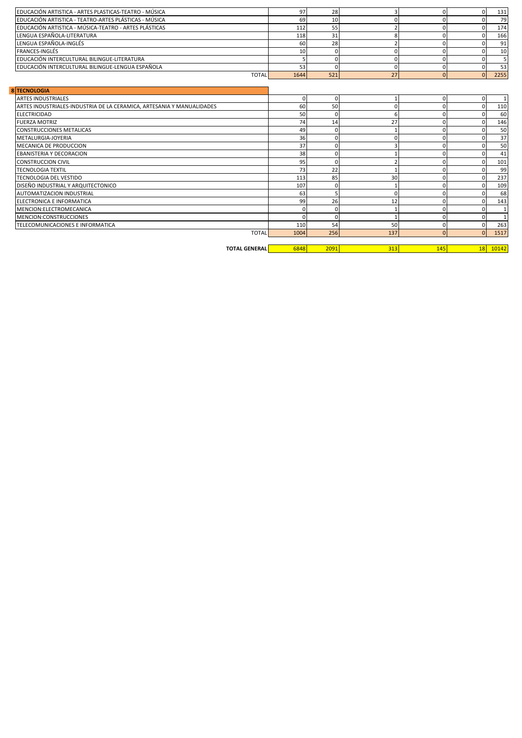| | | | | | | |
|---|---|---|---|---|---|---|
| EDUCACIÓN ARTISTICA - ARTES PLASTICAS-TEATRO - MÚSICA | 97 | 28 | 3 | 0 | 0 | 131 |
| EDUCACIÓN ARTISTICA - TEATRO-ARTES PLÁSTICAS - MÚSICA | 69 | 10 | 0 | 0 | 0 | 79 |
| EDUCACIÓN ARTISTICA - MÚSICA-TEATRO - ARTES PLÁSTICAS | 112 | 55 | 2 | 0 | 0 | 174 |
| LENGUA ESPAÑOLA-LITERATURA | 118 | 31 | 8 | 0 | 0 | 166 |
| LENGUA ESPAÑOLA-INGLÉS | 60 | 28 | 2 | 0 | 0 | 91 |
| FRANCES-INGLÉS | 10 | 0 | 0 | 0 | 0 | 10 |
| EDUCACIÓN INTERCULTURAL BILINGUE-LITERATURA | 5 | 0 | 0 | 0 | 0 | 5 |
| EDUCACIÓN INTERCULTURAL BILINGUE-LENGUA ESPAÑOLA | 53 | 0 | 0 | 0 | 0 | 53 |
| TOTAL | 1644 | 521 | 27 | 0 | 0 | 2255 |

| 8 TECNOLOGIA | | | | | | |
|---|---|---|---|---|---|---|
| ARTES INDUSTRIALES | 0 | 0 | 1 | 0 | 0 | 1 |
| ARTES INDUSTRIALES-INDUSTRIA DE LA CERAMICA, ARTESANIA Y MANUALIDADES | 60 | 50 | 0 | 0 | 0 | 110 |
| ELECTRICIDAD | 50 | 0 | 6 | 0 | 0 | 60 |
| FUERZA MOTRIZ | 74 | 14 | 27 | 0 | 0 | 146 |
| CONSTRUCCIONES METALICAS | 49 | 0 | 1 | 0 | 0 | 50 |
| METALURGIA-JOYERIA | 36 | 0 | 0 | 0 | 0 | 37 |
| MECANICA DE PRODUCCION | 37 | 0 | 3 | 0 | 0 | 50 |
| EBANISTERIA Y DECORACION | 38 | 0 | 1 | 0 | 0 | 41 |
| CONSTRUCCION CIVIL | 95 | 0 | 2 | 0 | 0 | 101 |
| TECNOLOGIA TEXTIL | 73 | 22 | 1 | 0 | 0 | 99 |
| TECNOLOGIA DEL VESTIDO | 113 | 85 | 30 | 0 | 0 | 237 |
| DISEÑO INDUSTRIAL Y ARQUITECTONICO | 107 | 0 | 1 | 0 | 0 | 109 |
| AUTOMATIZACION INDUSTRIAL | 63 | 5 | 0 | 0 | 0 | 68 |
| ELECTRONICA E INFORMATICA | 99 | 26 | 12 | 0 | 0 | 143 |
| MENCION:ELECTROMECANICA | 0 | 0 | 1 | 0 | 0 | 1 |
| MENCION:CONSTRUCCIONES | 0 | 0 | 1 | 0 | 0 | 1 |
| TELECOMUNICACIONES E INFORMATICA | 110 | 54 | 50 | 0 | 0 | 263 |
| TOTAL | 1004 | 256 | 137 | 0 | 0 | 1517 |

| | | | | | | |
|---|---|---|---|---|---|---|
| **TOTAL GENERAL** | 6848 | 2091 | 313 | 145 | 18 | 10142 |